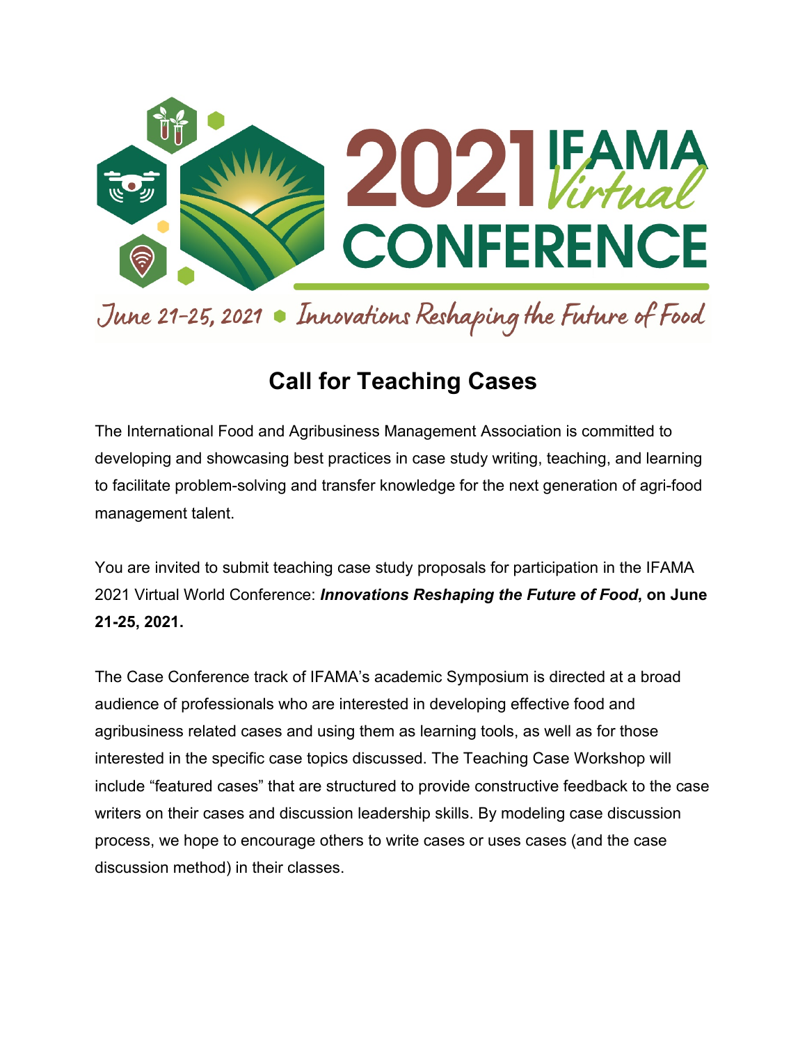# 2021 IFAMA Virtual CONFERENCE

June 21-25, 2021 • Innovations Reshaping the Future of Food

## Call for Teaching Cases

The International Food and Agribusiness Management Association is committed to developing and showcasing best practices in case study writing, teaching, and learning to facilitate problem-solving and transfer knowledge for the next generation of agri-food management talent.

You are invited to submit teaching case study proposals for participation in the IFAMA 2021 Virtual World Conference: ***Innovations Reshaping the Future of Food*****, on June 21-25, 2021.**

The Case Conference track of IFAMA's academic Symposium is directed at a broad audience of professionals who are interested in developing effective food and agribusiness related cases and using them as learning tools, as well as for those interested in the specific case topics discussed. The Teaching Case Workshop will include "featured cases" that are structured to provide constructive feedback to the case writers on their cases and discussion leadership skills. By modeling case discussion process, we hope to encourage others to write cases or uses cases (and the case discussion method) in their classes.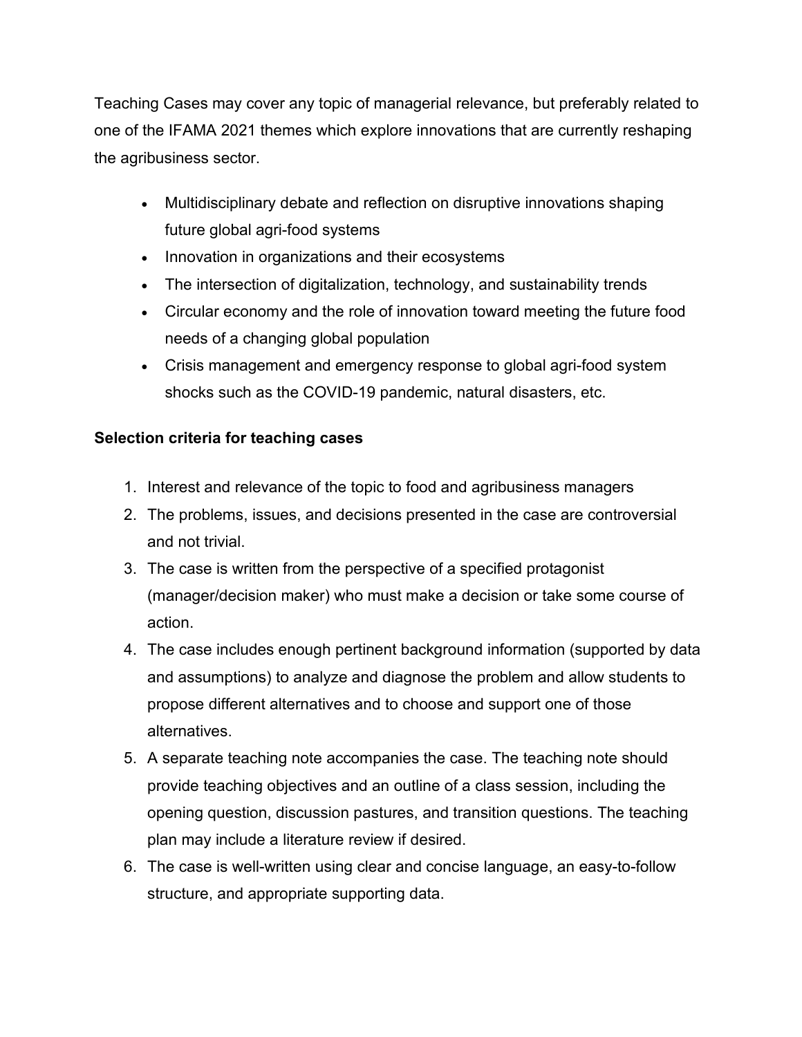Teaching Cases may cover any topic of managerial relevance, but preferably related to one of the IFAMA 2021 themes which explore innovations that are currently reshaping the agribusiness sector.

- Multidisciplinary debate and reflection on disruptive innovations shaping future global agri-food systems
- Innovation in organizations and their ecosystems
- The intersection of digitalization, technology, and sustainability trends
- Circular economy and the role of innovation toward meeting the future food needs of a changing global population
- Crisis management and emergency response to global agri-food system shocks such as the COVID-19 pandemic, natural disasters, etc.

**Selection criteria for teaching cases**

1. Interest and relevance of the topic to food and agribusiness managers
2. The problems, issues, and decisions presented in the case are controversial and not trivial.
3. The case is written from the perspective of a specified protagonist (manager/decision maker) who must make a decision or take some course of action.
4. The case includes enough pertinent background information (supported by data and assumptions) to analyze and diagnose the problem and allow students to propose different alternatives and to choose and support one of those alternatives.
5. A separate teaching note accompanies the case. The teaching note should provide teaching objectives and an outline of a class session, including the opening question, discussion pastures, and transition questions. The teaching plan may include a literature review if desired.
6. The case is well-written using clear and concise language, an easy-to-follow structure, and appropriate supporting data.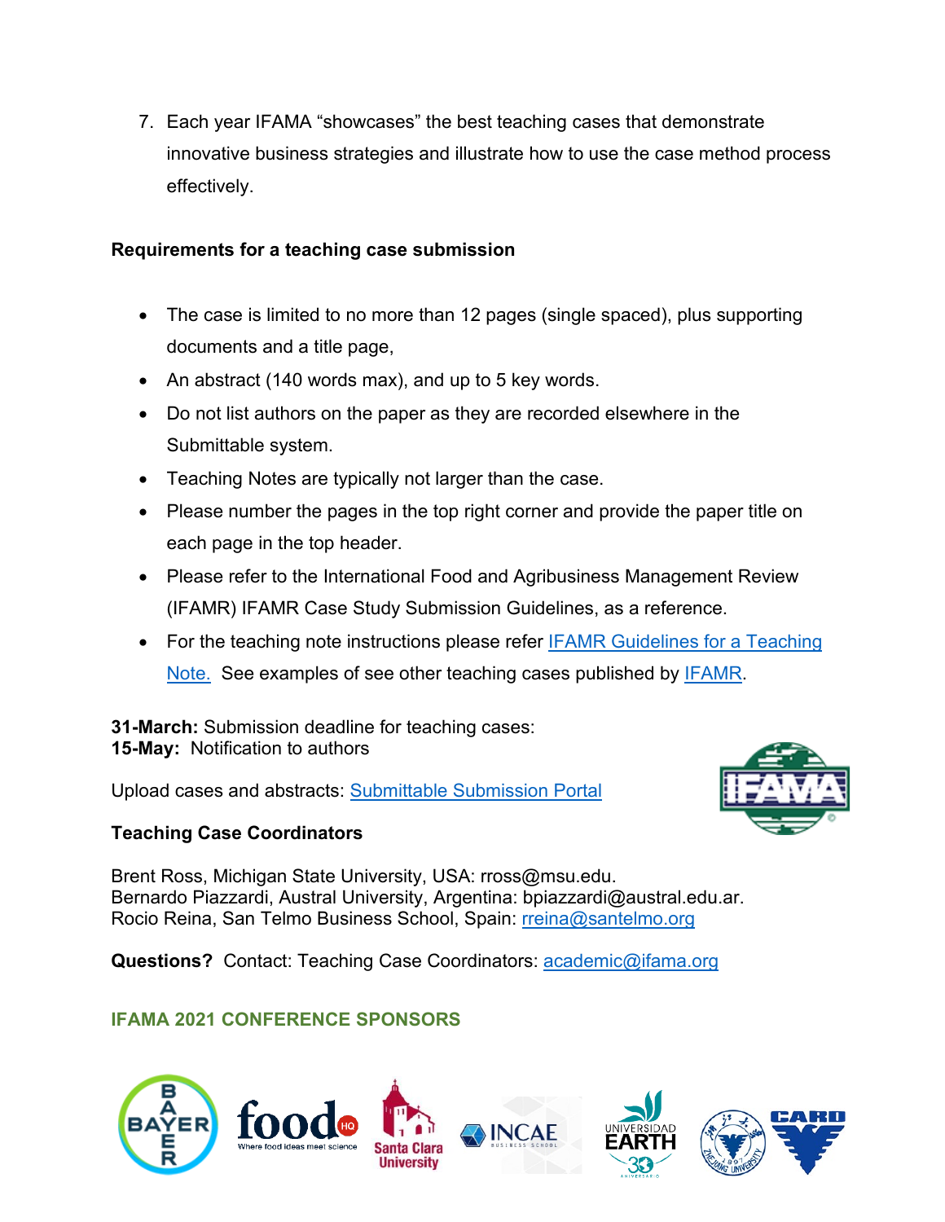7. Each year IFAMA "showcases" the best teaching cases that demonstrate innovative business strategies and illustrate how to use the case method process effectively.

**Requirements for a teaching case submission**

- The case is limited to no more than 12 pages (single spaced), plus supporting documents and a title page,
- An abstract (140 words max), and up to 5 key words.
- Do not list authors on the paper as they are recorded elsewhere in the Submittable system.
- Teaching Notes are typically not larger than the case.
- Please number the pages in the top right corner and provide the paper title on each page in the top header.
- Please refer to the International Food and Agribusiness Management Review (IFAMR) IFAMR Case Study Submission Guidelines, as a reference.
- For the teaching note instructions please refer IFAMR Guidelines for a Teaching Note. See examples of see other teaching cases published by IFAMR.

**31-March:** Submission deadline for teaching cases:
**15-May:** Notification to authors

Upload cases and abstracts: Submittable Submission Portal

**Teaching Case Coordinators**

Brent Ross, Michigan State University, USA: rross@msu.edu.
Bernardo Piazzardi, Austral University, Argentina: bpiazzardi@austral.edu.ar.
Rocio Reina, San Telmo Business School, Spain: rreina@santelmo.org

**Questions?** Contact: Teaching Case Coordinators: academic@ifama.org

**IFAMA 2021 CONFERENCE SPONSORS**